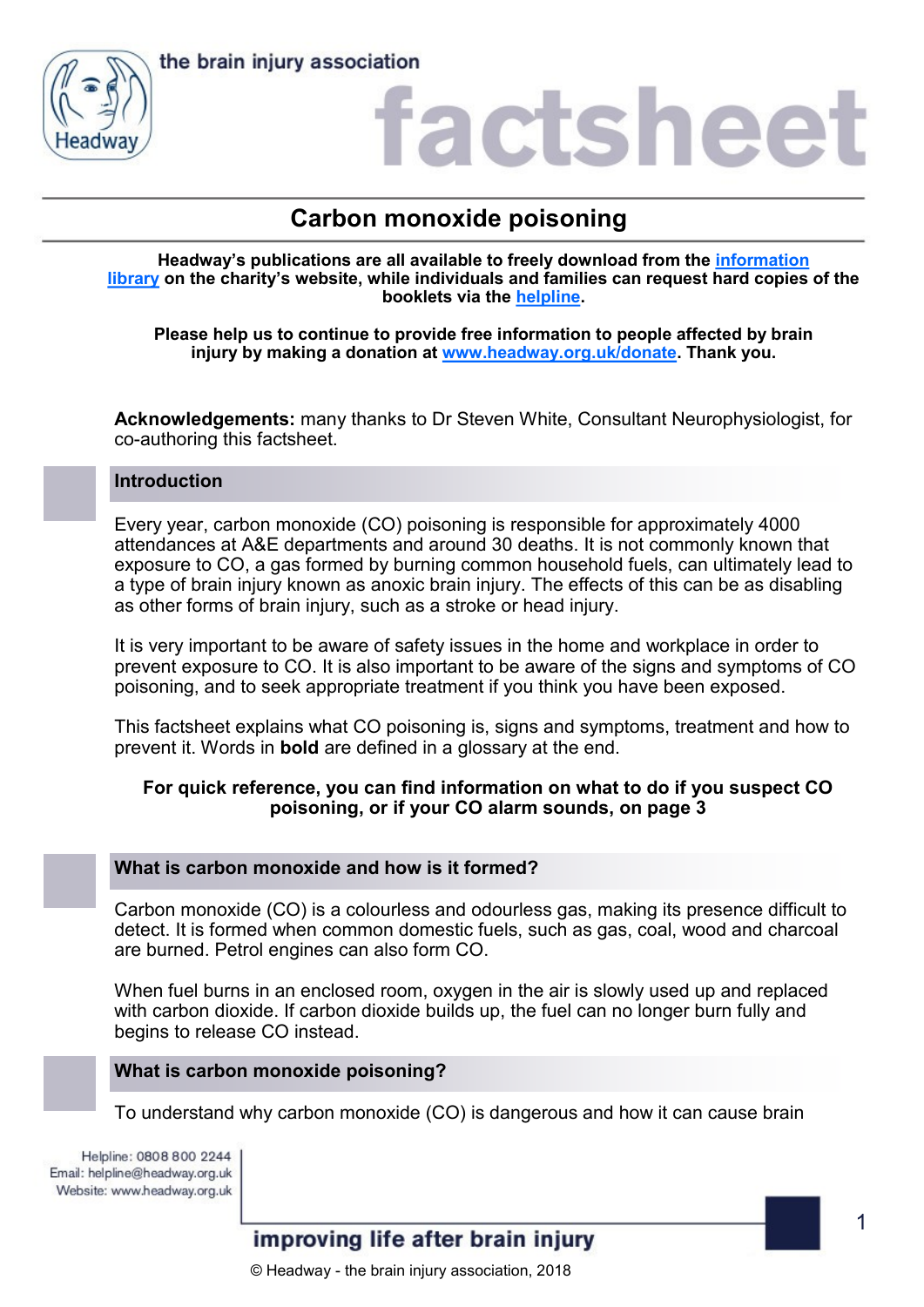# Carbon monoxide poisoning

**Headway's publications are all available to freely download from the information library on the charity's website, while individuals and families can request hard copies of the booklets via the helpline.**

**Please help us to continue to provide free information to people affected by brain injury by making a donation at www.headway.org.uk/donate. Thank you.**

**Acknowledgements:** many thanks to Dr Steven White, Consultant Neurophysiologist, for co-authoring this factsheet.

## Introduction

Every year, carbon monoxide (CO) poisoning is responsible for approximately 4000 attendances at A&E departments and around 30 deaths. It is not commonly known that exposure to CO, a gas formed by burning common household fuels, can ultimately lead to a type of brain injury known as anoxic brain injury. The effects of this can be as disabling as other forms of brain injury, such as a stroke or head injury.

It is very important to be aware of safety issues in the home and workplace in order to prevent exposure to CO. It is also important to be aware of the signs and symptoms of CO poisoning, and to seek appropriate treatment if you think you have been exposed.

This factsheet explains what CO poisoning is, signs and symptoms, treatment and how to prevent it. Words in **bold** are defined in a glossary at the end.

**For quick reference, you can find information on what to do if you suspect CO poisoning, or if your CO alarm sounds, on page 3**

## What is carbon monoxide and how is it formed?

Carbon monoxide (CO) is a colourless and odourless gas, making its presence difficult to detect. It is formed when common domestic fuels, such as gas, coal, wood and charcoal are burned. Petrol engines can also form CO.

When fuel burns in an enclosed room, oxygen in the air is slowly used up and replaced with carbon dioxide. If carbon dioxide builds up, the fuel can no longer burn fully and begins to release CO instead.

## What is carbon monoxide poisoning?

To understand why carbon monoxide (CO) is dangerous and how it can cause brain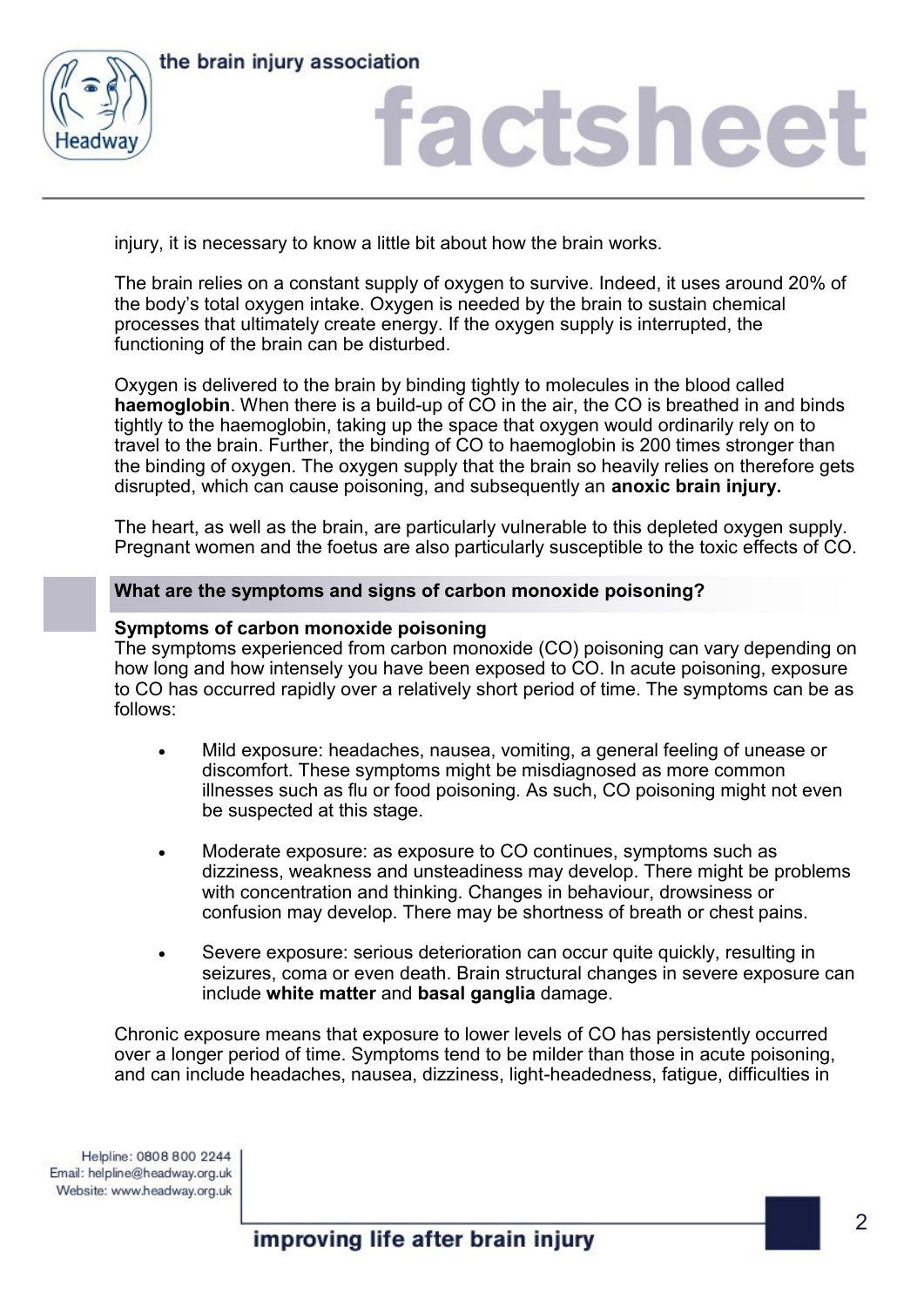injury, it is necessary to know a little bit about how the brain works.

The brain relies on a constant supply of oxygen to survive. Indeed, it uses around 20% of the body's total oxygen intake. Oxygen is needed by the brain to sustain chemical processes that ultimately create energy. If the oxygen supply is interrupted, the functioning of the brain can be disturbed.

Oxygen is delivered to the brain by binding tightly to molecules in the blood called **haemoglobin**. When there is a build-up of CO in the air, the CO is breathed in and binds tightly to the haemoglobin, taking up the space that oxygen would ordinarily rely on to travel to the brain. Further, the binding of CO to haemoglobin is 200 times stronger than the binding of oxygen. The oxygen supply that the brain so heavily relies on therefore gets disrupted, which can cause poisoning, and subsequently an **anoxic brain injury.**

The heart, as well as the brain, are particularly vulnerable to this depleted oxygen supply. Pregnant women and the foetus are also particularly susceptible to the toxic effects of CO.

## What are the symptoms and signs of carbon monoxide poisoning?

### Symptoms of carbon monoxide poisoning

The symptoms experienced from carbon monoxide (CO) poisoning can vary depending on how long and how intensely you have been exposed to CO. In acute poisoning, exposure to CO has occurred rapidly over a relatively short period of time. The symptoms can be as follows:

- Mild exposure: headaches, nausea, vomiting, a general feeling of unease or discomfort. These symptoms might be misdiagnosed as more common illnesses such as flu or food poisoning. As such, CO poisoning might not even be suspected at this stage.

- Moderate exposure: as exposure to CO continues, symptoms such as dizziness, weakness and unsteadiness may develop. There might be problems with concentration and thinking. Changes in behaviour, drowsiness or confusion may develop. There may be shortness of breath or chest pains.

- Severe exposure: serious deterioration can occur quite quickly, resulting in seizures, coma or even death. Brain structural changes in severe exposure can include **white matter** and **basal ganglia** damage.

Chronic exposure means that exposure to lower levels of CO has persistently occurred over a longer period of time. Symptoms tend to be milder than those in acute poisoning, and can include headaches, nausea, dizziness, light-headedness, fatigue, difficulties in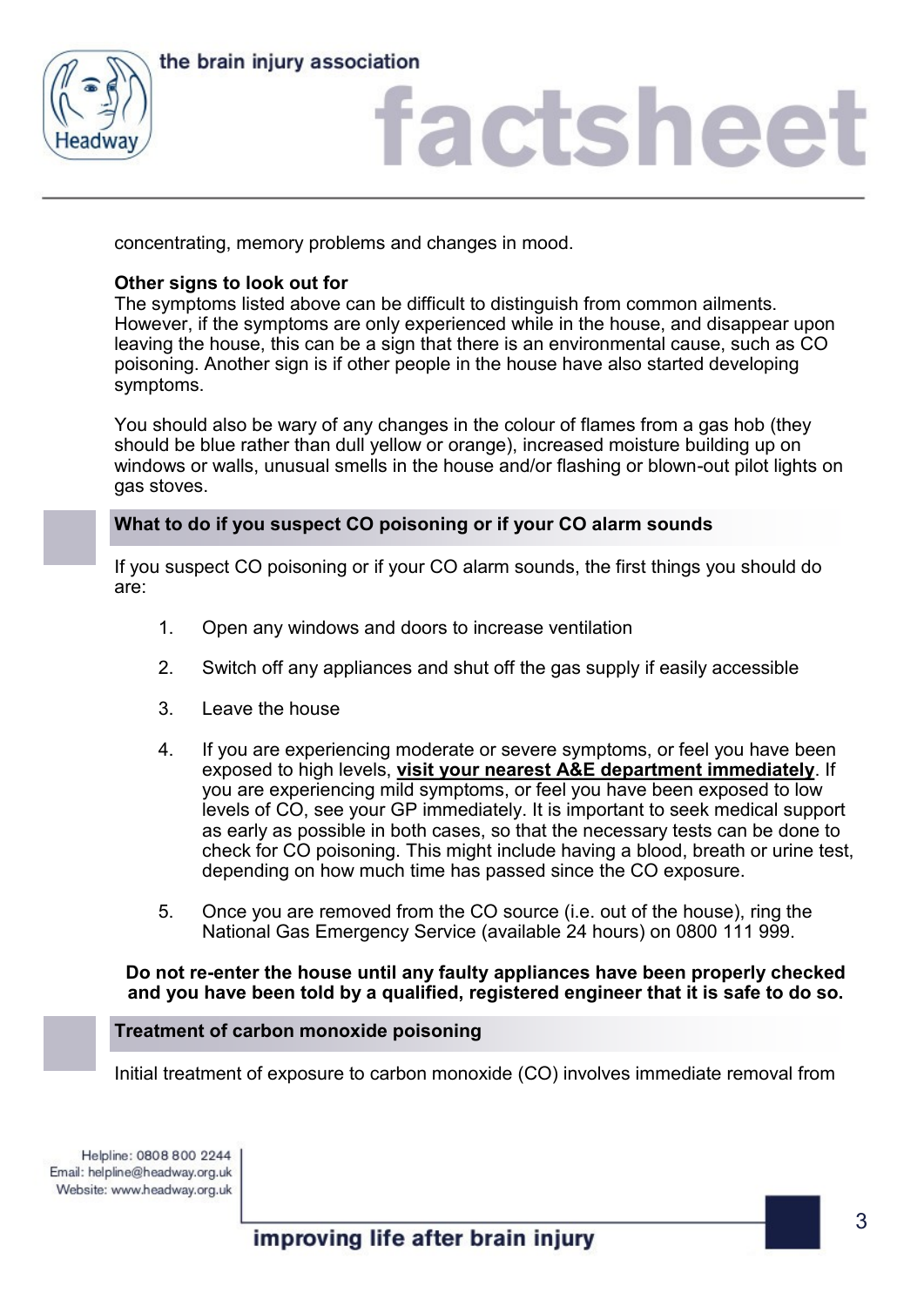concentrating, memory problems and changes in mood.

**Other signs to look out for**

The symptoms listed above can be difficult to distinguish from common ailments. However, if the symptoms are only experienced while in the house, and disappear upon leaving the house, this can be a sign that there is an environmental cause, such as CO poisoning. Another sign is if other people in the house have also started developing symptoms.

You should also be wary of any changes in the colour of flames from a gas hob (they should be blue rather than dull yellow or orange), increased moisture building up on windows or walls, unusual smells in the house and/or flashing or blown-out pilot lights on gas stoves.

## What to do if you suspect CO poisoning or if your CO alarm sounds

If you suspect CO poisoning or if your CO alarm sounds, the first things you should do are:

1. Open any windows and doors to increase ventilation
2. Switch off any appliances and shut off the gas supply if easily accessible
3. Leave the house
4. If you are experiencing moderate or severe symptoms, or feel you have been exposed to high levels, **visit your nearest A&E department immediately**. If you are experiencing mild symptoms, or feel you have been exposed to low levels of CO, see your GP immediately. It is important to seek medical support as early as possible in both cases, so that the necessary tests can be done to check for CO poisoning. This might include having a blood, breath or urine test, depending on how much time has passed since the CO exposure.
5. Once you are removed from the CO source (i.e. out of the house), ring the National Gas Emergency Service (available 24 hours) on 0800 111 999.

**Do not re-enter the house until any faulty appliances have been properly checked and you have been told by a qualified, registered engineer that it is safe to do so.**

## Treatment of carbon monoxide poisoning

Initial treatment of exposure to carbon monoxide (CO) involves immediate removal from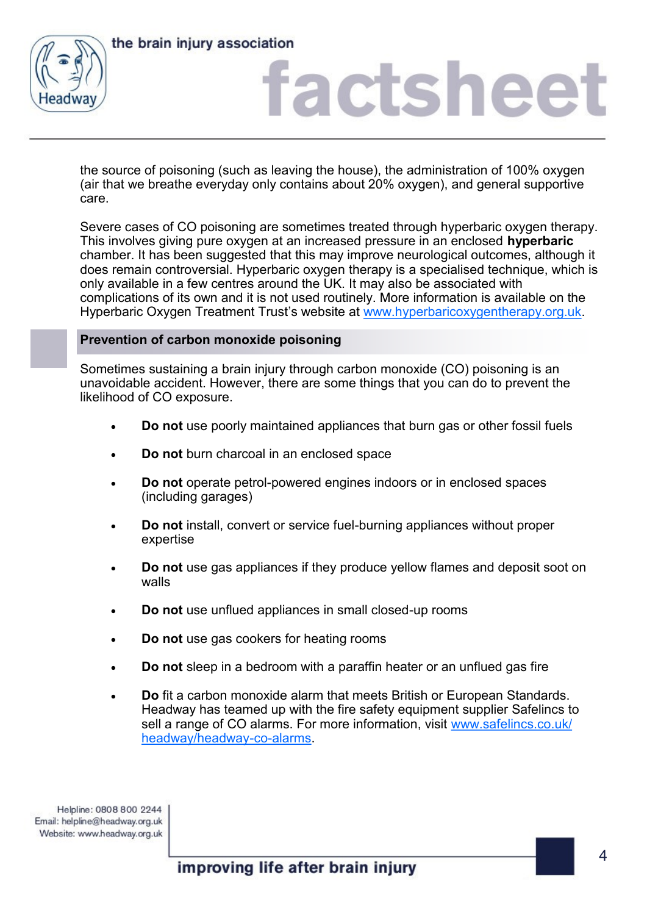the source of poisoning (such as leaving the house), the administration of 100% oxygen (air that we breathe everyday only contains about 20% oxygen), and general supportive care.

Severe cases of CO poisoning are sometimes treated through hyperbaric oxygen therapy. This involves giving pure oxygen at an increased pressure in an enclosed **hyperbaric** chamber. It has been suggested that this may improve neurological outcomes, although it does remain controversial. Hyperbaric oxygen therapy is a specialised technique, which is only available in a few centres around the UK. It may also be associated with complications of its own and it is not used routinely. More information is available on the Hyperbaric Oxygen Treatment Trust's website at [www.hyperbaricoxygentherapy.org.uk](http://www.hyperbaricoxygentherapy.org.uk).

## Prevention of carbon monoxide poisoning

Sometimes sustaining a brain injury through carbon monoxide (CO) poisoning is an unavoidable accident. However, there are some things that you can do to prevent the likelihood of CO exposure.

- **Do not** use poorly maintained appliances that burn gas or other fossil fuels
- **Do not** burn charcoal in an enclosed space
- **Do not** operate petrol-powered engines indoors or in enclosed spaces (including garages)
- **Do not** install, convert or service fuel-burning appliances without proper expertise
- **Do not** use gas appliances if they produce yellow flames and deposit soot on walls
- **Do not** use unflued appliances in small closed-up rooms
- **Do not** use gas cookers for heating rooms
- **Do not** sleep in a bedroom with a paraffin heater or an unflued gas fire
- **Do** fit a carbon monoxide alarm that meets British or European Standards. Headway has teamed up with the fire safety equipment supplier Safelincs to sell a range of CO alarms. For more information, visit [www.safelincs.co.uk/headway/headway-co-alarms](http://www.safelincs.co.uk/headway/headway-co-alarms).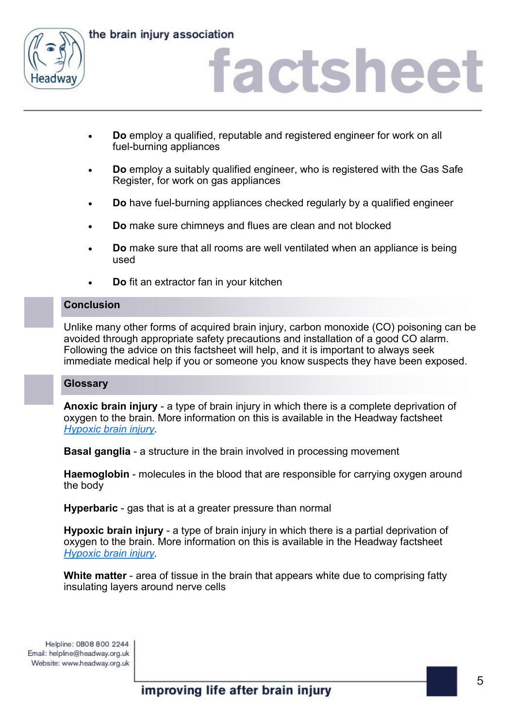- **Do** employ a qualified, reputable and registered engineer for work on all fuel-burning appliances

- **Do** employ a suitably qualified engineer, who is registered with the Gas Safe Register, for work on gas appliances

- **Do** have fuel-burning appliances checked regularly by a qualified engineer

- **Do** make sure chimneys and flues are clean and not blocked

- **Do** make sure that all rooms are well ventilated when an appliance is being used

- **Do** fit an extractor fan in your kitchen

## Conclusion

Unlike many other forms of acquired brain injury, carbon monoxide (CO) poisoning can be avoided through appropriate safety precautions and installation of a good CO alarm. Following the advice on this factsheet will help, and it is important to always seek immediate medical help if you or someone you know suspects they have been exposed.

## Glossary

**Anoxic brain injury** - a type of brain injury in which there is a complete deprivation of oxygen to the brain. More information on this is available in the Headway factsheet *Hypoxic brain injury*.

**Basal ganglia** - a structure in the brain involved in processing movement

**Haemoglobin** - molecules in the blood that are responsible for carrying oxygen around the body

**Hyperbaric** - gas that is at a greater pressure than normal

**Hypoxic brain injury** - a type of brain injury in which there is a partial deprivation of oxygen to the brain. More information on this is available in the Headway factsheet *Hypoxic brain injury*.

**White matter** - area of tissue in the brain that appears white due to comprising fatty insulating layers around nerve cells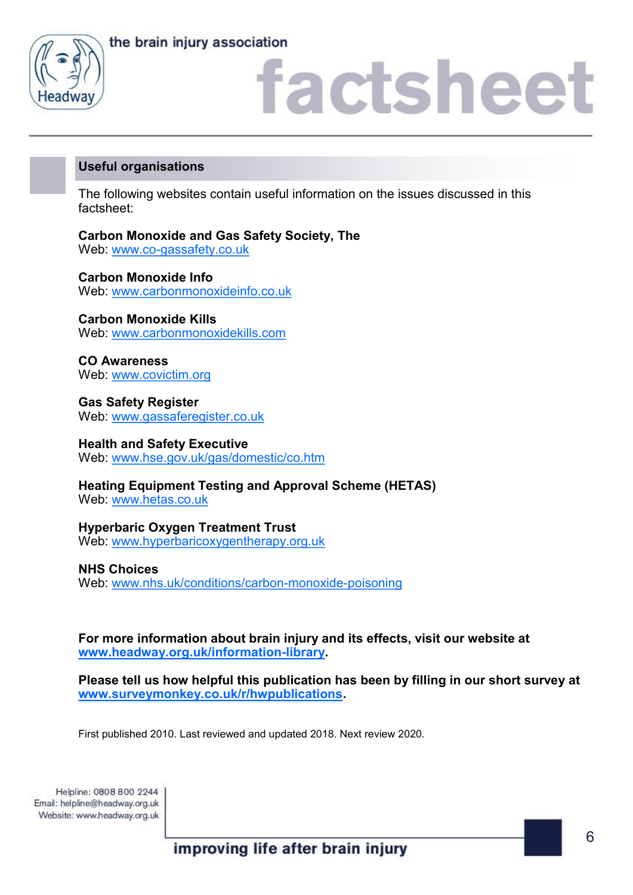## Useful organisations

The following websites contain useful information on the issues discussed in this factsheet:

**Carbon Monoxide and Gas Safety Society, The**
Web: www.co-gassafety.co.uk

**Carbon Monoxide Info**
Web: www.carbonmonoxideinfo.co.uk

**Carbon Monoxide Kills**
Web: www.carbonmonoxidekills.com

**CO Awareness**
Web: www.covictim.org

**Gas Safety Register**
Web: www.gassaferegister.co.uk

**Health and Safety Executive**
Web: www.hse.gov.uk/gas/domestic/co.htm

**Heating Equipment Testing and Approval Scheme (HETAS)**
Web: www.hetas.co.uk

**Hyperbaric Oxygen Treatment Trust**
Web: www.hyperbaricoxygentherapy.org.uk

**NHS Choices**
Web: www.nhs.uk/conditions/carbon-monoxide-poisoning

**For more information about brain injury and its effects, visit our website at www.headway.org.uk/information-library.**

**Please tell us how helpful this publication has been by filling in our short survey at www.surveymonkey.co.uk/r/hwpublications.**

First published 2010. Last reviewed and updated 2018. Next review 2020.